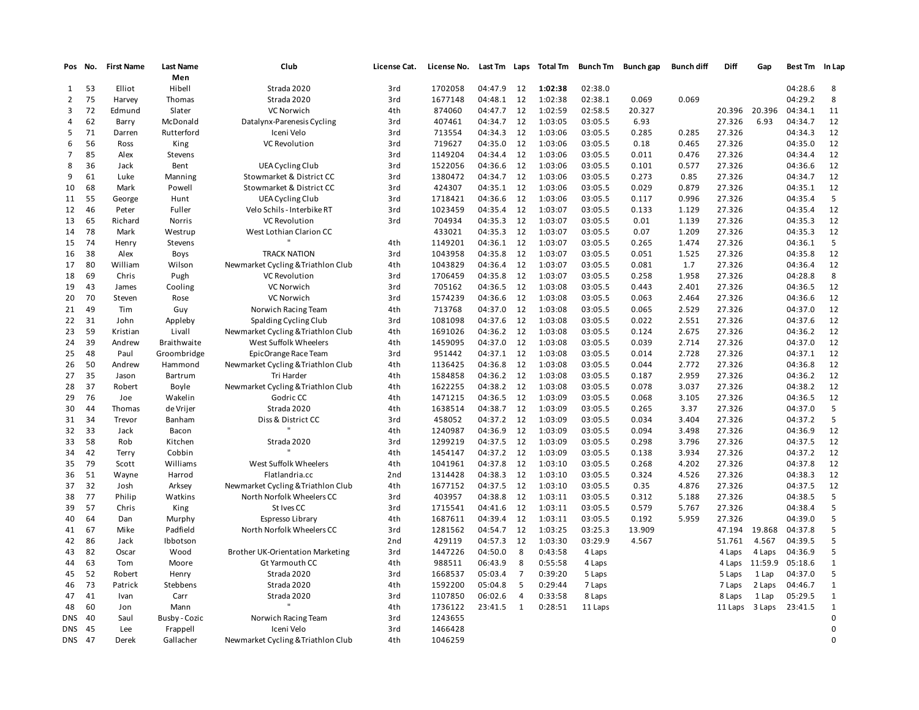| Pos | No. | First Name | Last Name | Club | License Cat. | License No. | Last Tm | Laps | Total Tm | Bunch Tm | Bunch gap | Bunch diff | Diff | Gap | Best Tm | In Lap |
|---|---|---|---|---|---|---|---|---|---|---|---|---|---|---|---|---|
| | | | Men | | | | | | | | | | | | | |
| 1 | 53 | Elliot | Hibell | Strada 2020 | 3rd | 1702058 | 04:47.9 | 12 | **1:02:38** | 02:38.0 | | | | | 04:28.6 | 8 |
| 2 | 75 | Harvey | Thomas | Strada 2020 | 3rd | 1677148 | 04:48.1 | 12 | 1:02:38 | 02:38.1 | 0.069 | 0.069 | | | 04:29.2 | 8 |
| 3 | 72 | Edmund | Slater | VC Norwich | 4th | 874060 | 04:47.7 | 12 | 1:02:59 | 02:58.5 | 20.327 | | 20.396 | 20.396 | 04:34.1 | 11 |
| 4 | 62 | Barry | McDonald | Datalynx-Parenesis Cycling | 3rd | 407461 | 04:34.7 | 12 | 1:03:05 | 03:05.5 | 6.93 | | 27.326 | 6.93 | 04:34.7 | 12 |
| 5 | 71 | Darren | Rutterford | Iceni Velo | 3rd | 713554 | 04:34.3 | 12 | 1:03:06 | 03:05.5 | 0.285 | 0.285 | 27.326 | | 04:34.3 | 12 |
| 6 | 56 | Ross | King | VC Revolution | 3rd | 719627 | 04:35.0 | 12 | 1:03:06 | 03:05.5 | 0.18 | 0.465 | 27.326 | | 04:35.0 | 12 |
| 7 | 85 | Alex | Stevens | | 3rd | 1149204 | 04:34.4 | 12 | 1:03:06 | 03:05.5 | 0.011 | 0.476 | 27.326 | | 04:34.4 | 12 |
| 8 | 36 | Jack | Bent | UEA Cycling Club | 3rd | 1522056 | 04:36.6 | 12 | 1:03:06 | 03:05.5 | 0.101 | 0.577 | 27.326 | | 04:36.6 | 12 |
| 9 | 61 | Luke | Manning | Stowmarket & District CC | 3rd | 1380472 | 04:34.7 | 12 | 1:03:06 | 03:05.5 | 0.273 | 0.85 | 27.326 | | 04:34.7 | 12 |
| 10 | 68 | Mark | Powell | Stowmarket & District CC | 3rd | 424307 | 04:35.1 | 12 | 1:03:06 | 03:05.5 | 0.029 | 0.879 | 27.326 | | 04:35.1 | 12 |
| 11 | 55 | George | Hunt | UEA Cycling Club | 3rd | 1718421 | 04:36.6 | 12 | 1:03:06 | 03:05.5 | 0.117 | 0.996 | 27.326 | | 04:35.4 | 5 |
| 12 | 46 | Peter | Fuller | Velo Schils - Interbike RT | 3rd | 1023459 | 04:35.4 | 12 | 1:03:07 | 03:05.5 | 0.133 | 1.129 | 27.326 | | 04:35.4 | 12 |
| 13 | 65 | Richard | Norris | VC Revolution | 3rd | 704934 | 04:35.3 | 12 | 1:03:07 | 03:05.5 | 0.01 | 1.139 | 27.326 | | 04:35.3 | 12 |
| 14 | 78 | Mark | Westrup | West Lothian Clarion CC | | 433021 | 04:35.3 | 12 | 1:03:07 | 03:05.5 | 0.07 | 1.209 | 27.326 | | 04:35.3 | 12 |
| 15 | 74 | Henry | Stevens | " | 4th | 1149201 | 04:36.1 | 12 | 1:03:07 | 03:05.5 | 0.265 | 1.474 | 27.326 | | 04:36.1 | 5 |
| 16 | 38 | Alex | Boys | TRACK NATION | 3rd | 1043958 | 04:35.8 | 12 | 1:03:07 | 03:05.5 | 0.051 | 1.525 | 27.326 | | 04:35.8 | 12 |
| 17 | 80 | William | Wilson | Newmarket Cycling & Triathlon Club | 4th | 1043829 | 04:36.4 | 12 | 1:03:07 | 03:05.5 | 0.081 | 1.7 | 27.326 | | 04:36.4 | 12 |
| 18 | 69 | Chris | Pugh | VC Revolution | 3rd | 1706459 | 04:35.8 | 12 | 1:03:07 | 03:05.5 | 0.258 | 1.958 | 27.326 | | 04:28.8 | 8 |
| 19 | 43 | James | Cooling | VC Norwich | 3rd | 705162 | 04:36.5 | 12 | 1:03:08 | 03:05.5 | 0.443 | 2.401 | 27.326 | | 04:36.5 | 12 |
| 20 | 70 | Steven | Rose | VC Norwich | 3rd | 1574239 | 04:36.6 | 12 | 1:03:08 | 03:05.5 | 0.063 | 2.464 | 27.326 | | 04:36.6 | 12 |
| 21 | 49 | Tim | Guy | Norwich Racing Team | 4th | 713768 | 04:37.0 | 12 | 1:03:08 | 03:05.5 | 0.065 | 2.529 | 27.326 | | 04:37.0 | 12 |
| 22 | 31 | John | Appleby | Spalding Cycling Club | 3rd | 1081098 | 04:37.6 | 12 | 1:03:08 | 03:05.5 | 0.022 | 2.551 | 27.326 | | 04:37.6 | 12 |
| 23 | 59 | Kristian | Livall | Newmarket Cycling & Triathlon Club | 4th | 1691026 | 04:36.2 | 12 | 1:03:08 | 03:05.5 | 0.124 | 2.675 | 27.326 | | 04:36.2 | 12 |
| 24 | 39 | Andrew | Braithwaite | West Suffolk Wheelers | 4th | 1459095 | 04:37.0 | 12 | 1:03:08 | 03:05.5 | 0.039 | 2.714 | 27.326 | | 04:37.0 | 12 |
| 25 | 48 | Paul | Groombridge | EpicOrange Race Team | 3rd | 951442 | 04:37.1 | 12 | 1:03:08 | 03:05.5 | 0.014 | 2.728 | 27.326 | | 04:37.1 | 12 |
| 26 | 50 | Andrew | Hammond | Newmarket Cycling & Triathlon Club | 4th | 1136425 | 04:36.8 | 12 | 1:03:08 | 03:05.5 | 0.044 | 2.772 | 27.326 | | 04:36.8 | 12 |
| 27 | 35 | Jason | Bartrum | Tri Harder | 4th | 1584858 | 04:36.2 | 12 | 1:03:08 | 03:05.5 | 0.187 | 2.959 | 27.326 | | 04:36.2 | 12 |
| 28 | 37 | Robert | Boyle | Newmarket Cycling & Triathlon Club | 4th | 1622255 | 04:38.2 | 12 | 1:03:08 | 03:05.5 | 0.078 | 3.037 | 27.326 | | 04:38.2 | 12 |
| 29 | 76 | Joe | Wakelin | Godric CC | 4th | 1471215 | 04:36.5 | 12 | 1:03:09 | 03:05.5 | 0.068 | 3.105 | 27.326 | | 04:36.5 | 12 |
| 30 | 44 | Thomas | de Vrijer | Strada 2020 | 4th | 1638514 | 04:38.7 | 12 | 1:03:09 | 03:05.5 | 0.265 | 3.37 | 27.326 | | 04:37.0 | 5 |
| 31 | 34 | Trevor | Banham | Diss & District CC | 3rd | 458052 | 04:37.2 | 12 | 1:03:09 | 03:05.5 | 0.034 | 3.404 | 27.326 | | 04:37.2 | 5 |
| 32 | 33 | Jack | Bacon | " | 4th | 1240987 | 04:36.9 | 12 | 1:03:09 | 03:05.5 | 0.094 | 3.498 | 27.326 | | 04:36.9 | 12 |
| 33 | 58 | Rob | Kitchen | Strada 2020 | 3rd | 1299219 | 04:37.5 | 12 | 1:03:09 | 03:05.5 | 0.298 | 3.796 | 27.326 | | 04:37.5 | 12 |
| 34 | 42 | Terry | Cobbin | " | 4th | 1454147 | 04:37.2 | 12 | 1:03:09 | 03:05.5 | 0.138 | 3.934 | 27.326 | | 04:37.2 | 12 |
| 35 | 79 | Scott | Williams | West Suffolk Wheelers | 4th | 1041961 | 04:37.8 | 12 | 1:03:10 | 03:05.5 | 0.268 | 4.202 | 27.326 | | 04:37.8 | 12 |
| 36 | 51 | Wayne | Harrod | Flatlandria.cc | 2nd | 1314428 | 04:38.3 | 12 | 1:03:10 | 03:05.5 | 0.324 | 4.526 | 27.326 | | 04:38.3 | 12 |
| 37 | 32 | Josh | Arksey | Newmarket Cycling & Triathlon Club | 4th | 1677152 | 04:37.5 | 12 | 1:03:10 | 03:05.5 | 0.35 | 4.876 | 27.326 | | 04:37.5 | 12 |
| 38 | 77 | Philip | Watkins | North Norfolk Wheelers CC | 3rd | 403957 | 04:38.8 | 12 | 1:03:11 | 03:05.5 | 0.312 | 5.188 | 27.326 | | 04:38.5 | 5 |
| 39 | 57 | Chris | King | St Ives CC | 3rd | 1715541 | 04:41.6 | 12 | 1:03:11 | 03:05.5 | 0.579 | 5.767 | 27.326 | | 04:38.4 | 5 |
| 40 | 64 | Dan | Murphy | Espresso Library | 4th | 1687611 | 04:39.4 | 12 | 1:03:11 | 03:05.5 | 0.192 | 5.959 | 27.326 | | 04:39.0 | 5 |
| 41 | 67 | Mike | Padfield | North Norfolk Wheelers CC | 3rd | 1281562 | 04:54.7 | 12 | 1:03:25 | 03:25.3 | 13.909 | | 47.194 | 19.868 | 04:37.8 | 5 |
| 42 | 86 | Jack | Ibbotson | | 2nd | 429119 | 04:57.3 | 12 | 1:03:30 | 03:29.9 | 4.567 | | 51.761 | 4.567 | 04:39.5 | 5 |
| 43 | 82 | Oscar | Wood | Brother UK-Orientation Marketing | 3rd | 1447226 | 04:50.0 | 8 | 0:43:58 | 4 Laps | | | 4 Laps | 4 Laps | 04:36.9 | 5 |
| 44 | 63 | Tom | Moore | Gt Yarmouth CC | 4th | 988511 | 06:43.9 | 8 | 0:55:58 | 4 Laps | | | 4 Laps | 11:59.9 | 05:18.6 | 1 |
| 45 | 52 | Robert | Henry | Strada 2020 | 3rd | 1668537 | 05:03.4 | 7 | 0:39:20 | 5 Laps | | | 5 Laps | 1 Lap | 04:37.0 | 5 |
| 46 | 73 | Patrick | Stebbens | Strada 2020 | 4th | 1592200 | 05:04.8 | 5 | 0:29:44 | 7 Laps | | | 7 Laps | 2 Laps | 04:46.7 | 1 |
| 47 | 41 | Ivan | Carr | Strada 2020 | 3rd | 1107850 | 06:02.6 | 4 | 0:33:58 | 8 Laps | | | 8 Laps | 1 Lap | 05:29.5 | 1 |
| 48 | 60 | Jon | Mann | " | 4th | 1736122 | 23:41.5 | 1 | 0:28:51 | 11 Laps | | | 11 Laps | 3 Laps | 23:41.5 | 1 |
| DNS | 40 | Saul | Busby - Cozic | Norwich Racing Team | 3rd | 1243655 | | | | | | | | | | 0 |
| DNS | 45 | Lee | Frappell | Iceni Velo | 3rd | 1466428 | | | | | | | | | | 0 |
| DNS | 47 | Derek | Gallacher | Newmarket Cycling & Triathlon Club | 4th | 1046259 | | | | | | | | | | 0 |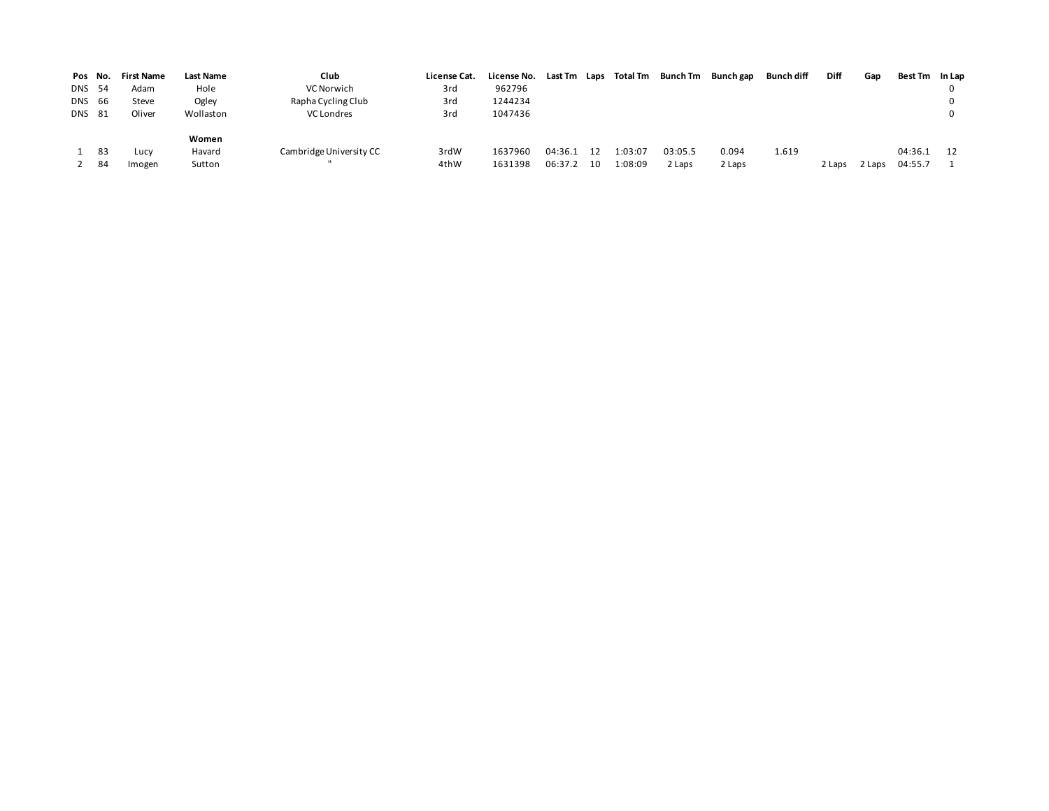| Pos | No. | First Name | Last Name | Club | License Cat. | License No. | Last Tm | Laps | Total Tm | Bunch Tm | Bunch gap | Bunch diff | Diff | Gap | Best Tm | In Lap |
|---|---|---|---|---|---|---|---|---|---|---|---|---|---|---|---|---|
| DNS | 54 | Adam | Hole | VC Norwich | 3rd | 962796 | | | | | | | | | | 0 |
| DNS | 66 | Steve | Ogley | Rapha Cycling Club | 3rd | 1244234 | | | | | | | | | | 0 |
| DNS | 81 | Oliver | Wollaston | VC Londres | 3rd | 1047436 | | | | | | | | | | 0 |
| | | | **Women** | | | | | | | | | | | | | |
| 1 | 83 | Lucy | Havard | Cambridge University CC | 3rdW | 1637960 | 04:36.1 | 12 | 1:03:07 | 03:05.5 | 0.094 | 1.619 | | | 04:36.1 | 12 |
| 2 | 84 | Imogen | Sutton | " | 4thW | 1631398 | 06:37.2 | 10 | 1:08:09 | 2 Laps | 2 Laps | | 2 Laps | 2 Laps | 04:55.7 | 1 |